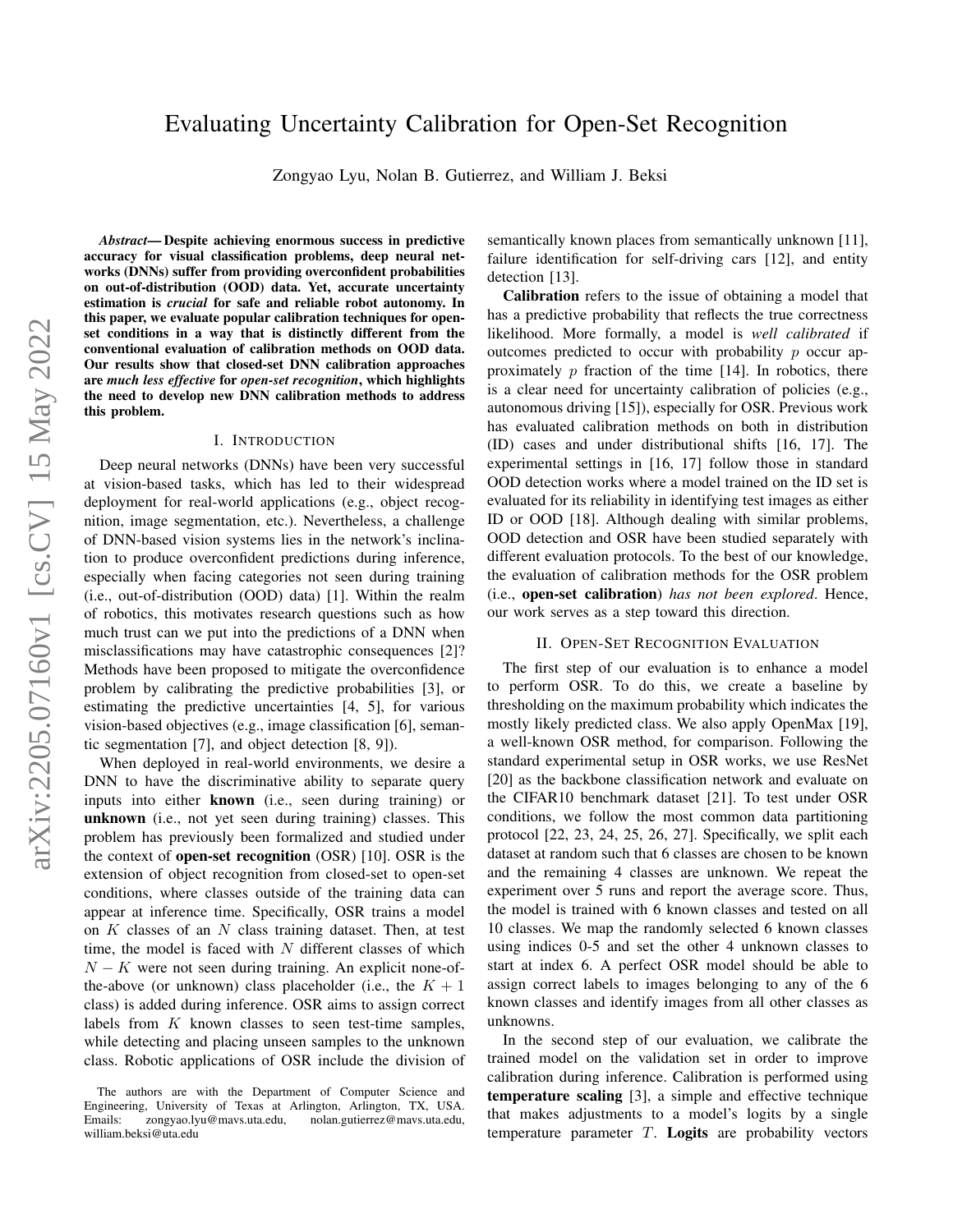# Evaluating Uncertainty Calibration for Open-Set Recognition

Zongyao Lyu, Nolan B. Gutierrez, and William J. Beksi

***Abstract*— Despite achieving enormous success in predictive accuracy for visual classification problems, deep neural networks (DNNs) suffer from providing overconfident probabilities on out-of-distribution (OOD) data. Yet, accurate uncertainty estimation is *crucial* for safe and reliable robot autonomy. In this paper, we evaluate popular calibration techniques for open-set conditions in a way that is distinctly different from the conventional evaluation of calibration methods on OOD data. Our results show that closed-set DNN calibration approaches are *much less effective* for *open-set recognition*, which highlights the need to develop new DNN calibration methods to address this problem.**

## I. Introduction

Deep neural networks (DNNs) have been very successful at vision-based tasks, which has led to their widespread deployment for real-world applications (e.g., object recognition, image segmentation, etc.). Nevertheless, a challenge of DNN-based vision systems lies in the network's inclination to produce overconfident predictions during inference, especially when facing categories not seen during training (i.e., out-of-distribution (OOD) data) [1]. Within the realm of robotics, this motivates research questions such as how much trust can we put into the predictions of a DNN when misclassifications may have catastrophic consequences [2]? Methods have been proposed to mitigate the overconfidence problem by calibrating the predictive probabilities [3], or estimating the predictive uncertainties [4, 5], for various vision-based objectives (e.g., image classification [6], semantic segmentation [7], and object detection [8, 9]).

When deployed in real-world environments, we desire a DNN to have the discriminative ability to separate query inputs into either **known** (i.e., seen during training) or **unknown** (i.e., not yet seen during training) classes. This problem has previously been formalized and studied under the context of **open-set recognition** (OSR) [10]. OSR is the extension of object recognition from closed-set to open-set conditions, where classes outside of the training data can appear at inference time. Specifically, OSR trains a model on $K$ classes of an $N$ class training dataset. Then, at test time, the model is faced with $N$ different classes of which $N - K$ were not seen during training. An explicit none-of-the-above (or unknown) class placeholder (i.e., the $K + 1$ class) is added during inference. OSR aims to assign correct labels from $K$ known classes to seen test-time samples, while detecting and placing unseen samples to the unknown class. Robotic applications of OSR include the division of semantically known places from semantically unknown [11], failure identification for self-driving cars [12], and entity detection [13].

**Calibration** refers to the issue of obtaining a model that has a predictive probability that reflects the true correctness likelihood. More formally, a model is *well calibrated* if outcomes predicted to occur with probability $p$ occur approximately $p$ fraction of the time [14]. In robotics, there is a clear need for uncertainty calibration of policies (e.g., autonomous driving [15]), especially for OSR. Previous work has evaluated calibration methods on both in distribution (ID) cases and under distributional shifts [16, 17]. The experimental settings in [16, 17] follow those in standard OOD detection works where a model trained on the ID set is evaluated for its reliability in identifying test images as either ID or OOD [18]. Although dealing with similar problems, OOD detection and OSR have been studied separately with different evaluation protocols. To the best of our knowledge, the evaluation of calibration methods for the OSR problem (i.e., **open-set calibration**) *has not been explored*. Hence, our work serves as a step toward this direction.

## II. Open-Set Recognition Evaluation

The first step of our evaluation is to enhance a model to perform OSR. To do this, we create a baseline by thresholding on the maximum probability which indicates the mostly likely predicted class. We also apply OpenMax [19], a well-known OSR method, for comparison. Following the standard experimental setup in OSR works, we use ResNet [20] as the backbone classification network and evaluate on the CIFAR10 benchmark dataset [21]. To test under OSR conditions, we follow the most common data partitioning protocol [22, 23, 24, 25, 26, 27]. Specifically, we split each dataset at random such that 6 classes are chosen to be known and the remaining 4 classes are unknown. We repeat the experiment over 5 runs and report the average score. Thus, the model is trained with 6 known classes and tested on all 10 classes. We map the randomly selected 6 known classes using indices 0-5 and set the other 4 unknown classes to start at index 6. A perfect OSR model should be able to assign correct labels to images belonging to any of the 6 known classes and identify images from all other classes as unknowns.

In the second step of our evaluation, we calibrate the trained model on the validation set in order to improve calibration during inference. Calibration is performed using **temperature scaling** [3], a simple and effective technique that makes adjustments to a model's logits by a single temperature parameter $T$. **Logits** are probability vectors

The authors are with the Department of Computer Science and Engineering, University of Texas at Arlington, Arlington, TX, USA. Emails: zongyao.lyu@mavs.uta.edu, nolan.gutierrez@mavs.uta.edu, william.beksi@uta.edu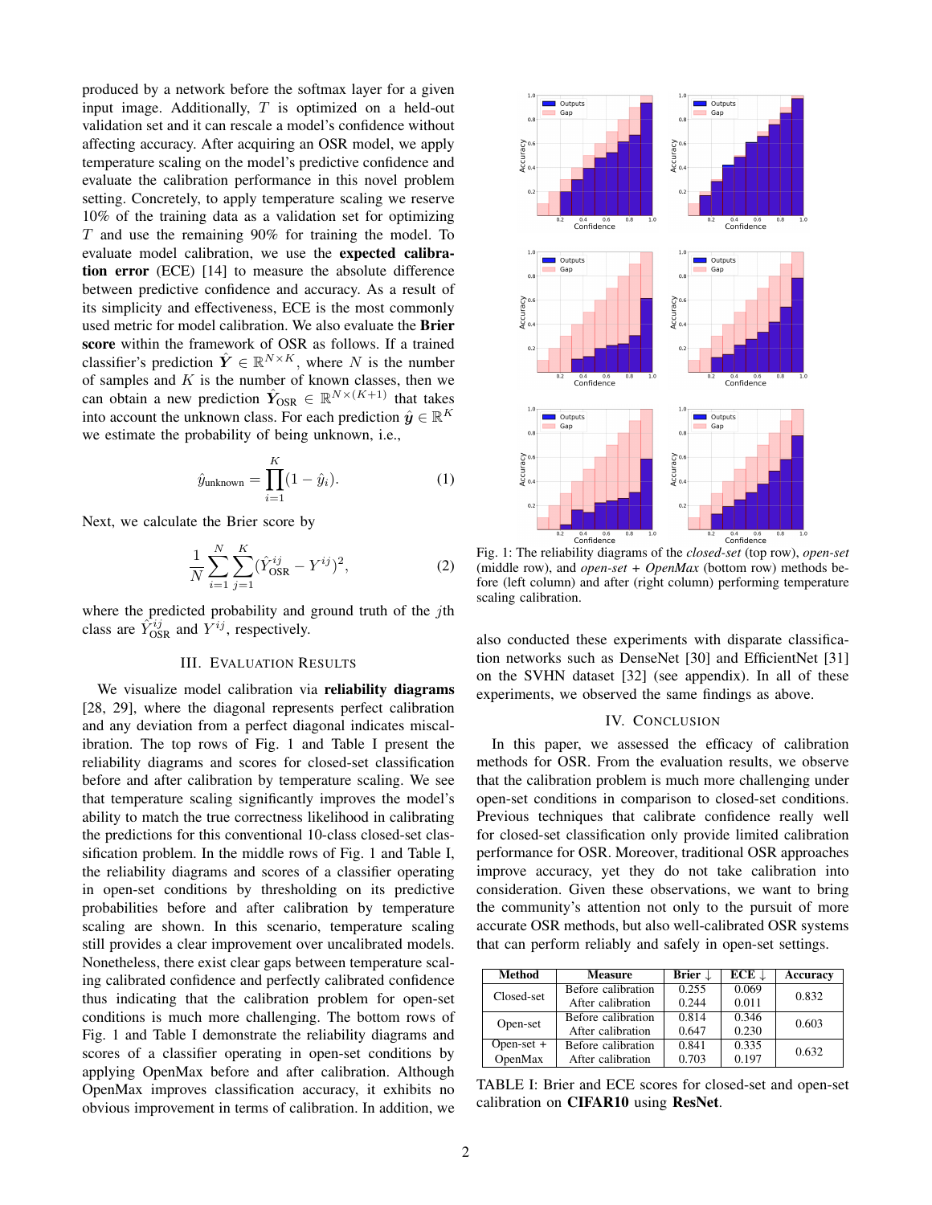produced by a network before the softmax layer for a given input image. Additionally, $T$ is optimized on a held-out validation set and it can rescale a model's confidence without affecting accuracy. After acquiring an OSR model, we apply temperature scaling on the model's predictive confidence and evaluate the calibration performance in this novel problem setting. Concretely, to apply temperature scaling we reserve 10% of the training data as a validation set for optimizing $T$ and use the remaining 90% for training the model. To evaluate model calibration, we use the **expected calibration error** (ECE) [14] to measure the absolute difference between predictive confidence and accuracy. As a result of its simplicity and effectiveness, ECE is the most commonly used metric for model calibration. We also evaluate the **Brier score** within the framework of OSR as follows. If a trained classifier's prediction $\hat{\boldsymbol{Y}} \in \mathbb{R}^{N \times K}$, where $N$ is the number of samples and $K$ is the number of known classes, then we can obtain a new prediction $\hat{\boldsymbol{Y}}_{\text{OSR}} \in \mathbb{R}^{N \times (K+1)}$ that takes into account the unknown class. For each prediction $\hat{\boldsymbol{y}} \in \mathbb{R}^K$ we estimate the probability of being unknown, i.e.,

$$\hat{y}_{\text{unknown}} = \prod_{i=1}^{K}(1 - \hat{y}_i). \tag{1}$$

Next, we calculate the Brier score by

$$\frac{1}{N}\sum_{i=1}^{N}\sum_{j=1}^{K}(\hat{Y}_{\text{OSR}}^{ij} - Y^{ij})^2, \tag{2}$$

where the predicted probability and ground truth of the $j$th class are $\hat{Y}_{\text{OSR}}^{ij}$ and $Y^{ij}$, respectively.

## III. Evaluation Results

We visualize model calibration via **reliability diagrams** [28, 29], where the diagonal represents perfect calibration and any deviation from a perfect diagonal indicates miscalibration. The top rows of Fig. 1 and Table I present the reliability diagrams and scores for closed-set classification before and after calibration by temperature scaling. We see that temperature scaling significantly improves the model's ability to match the true correctness likelihood in calibrating the predictions for this conventional 10-class closed-set classification problem. In the middle rows of Fig. 1 and Table I, the reliability diagrams and scores of a classifier operating in open-set conditions by thresholding on its predictive probabilities before and after calibration by temperature scaling are shown. In this scenario, temperature scaling still provides a clear improvement over uncalibrated models. Nonetheless, there exist clear gaps between temperature scaling calibrated confidence and perfectly calibrated confidence thus indicating that the calibration problem for open-set conditions is much more challenging. The bottom rows of Fig. 1 and Table I demonstrate the reliability diagrams and scores of a classifier operating in open-set conditions by applying OpenMax before and after calibration. Although OpenMax improves classification accuracy, it exhibits no obvious improvement in terms of calibration. In addition, we also conducted these experiments with disparate classification networks such as DenseNet [30] and EfficientNet [31] on the SVHN dataset [32] (see appendix). In all of these experiments, we observed the same findings as above.

Fig. 1: The reliability diagrams of the *closed-set* (top row), *open-set* (middle row), and *open-set + OpenMax* (bottom row) methods before (left column) and after (right column) performing temperature scaling calibration.

## IV. Conclusion

In this paper, we assessed the efficacy of calibration methods for OSR. From the evaluation results, we observe that the calibration problem is much more challenging under open-set conditions in comparison to closed-set conditions. Previous techniques that calibrate confidence really well for closed-set classification only provide limited calibration performance for OSR. Moreover, traditional OSR approaches improve accuracy, yet they do not take calibration into consideration. Given these observations, we want to bring the community's attention not only to the pursuit of more accurate OSR methods, but also well-calibrated OSR systems that can perform reliably and safely in open-set settings.

| Method | Measure | Brier ↓ | ECE ↓ | Accuracy |
|---|---|---|---|---|
| Closed-set | Before calibration | 0.255 | 0.069 | 0.832 |
| | After calibration | 0.244 | 0.011 | |
| Open-set | Before calibration | 0.814 | 0.346 | 0.603 |
| | After calibration | 0.647 | 0.230 | |
| Open-set + OpenMax | Before calibration | 0.841 | 0.335 | 0.632 |
| | After calibration | 0.703 | 0.197 | |

TABLE I: Brier and ECE scores for closed-set and open-set calibration on **CIFAR10** using **ResNet**.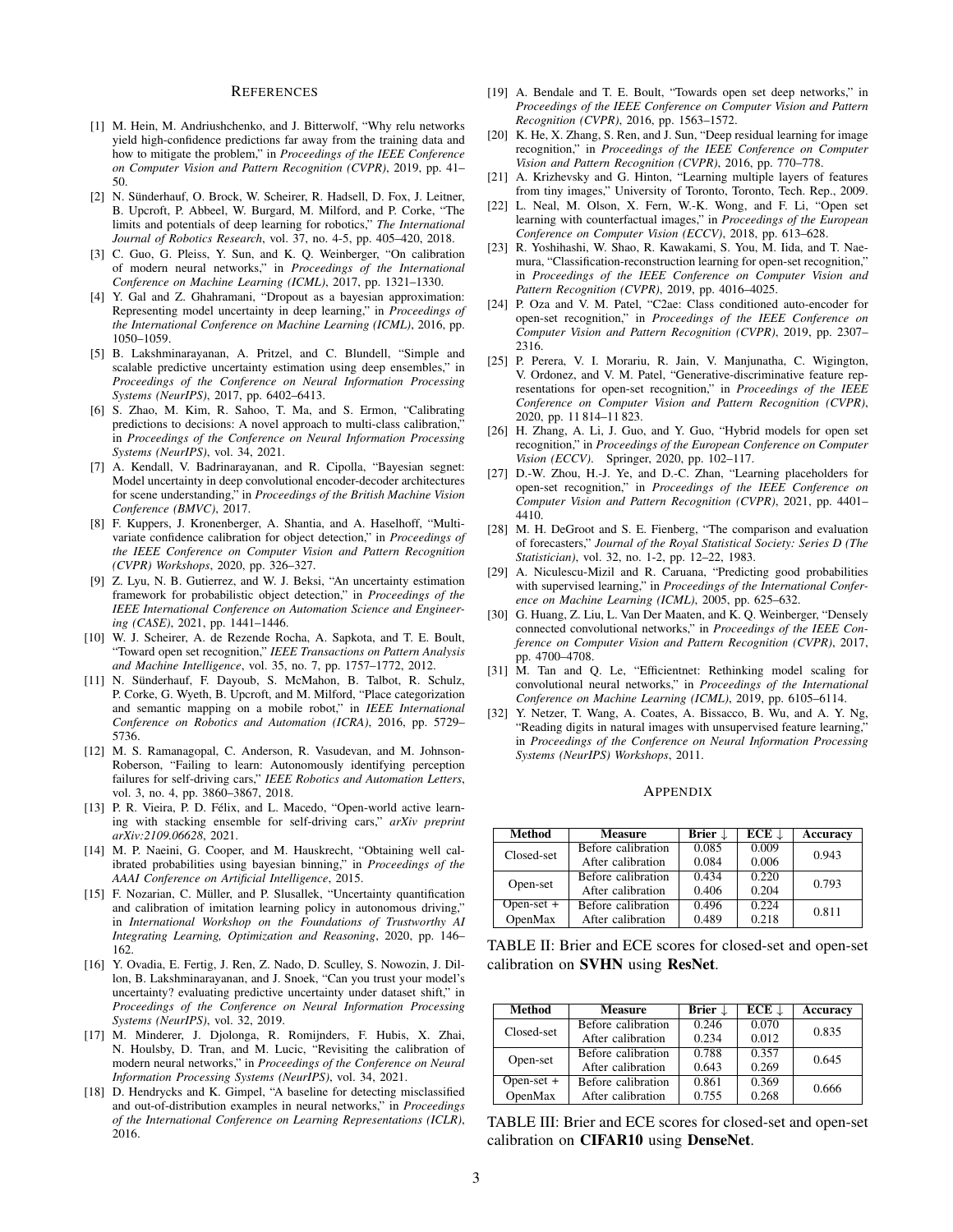## References

[1] M. Hein, M. Andriushchenko, and J. Bitterwolf, "Why relu networks yield high-confidence predictions far away from the training data and how to mitigate the problem," in *Proceedings of the IEEE Conference on Computer Vision and Pattern Recognition (CVPR)*, 2019, pp. 41–50.

[2] N. Sünderhauf, O. Brock, W. Scheirer, R. Hadsell, D. Fox, J. Leitner, B. Upcroft, P. Abbeel, W. Burgard, M. Milford, and P. Corke, "The limits and potentials of deep learning for robotics," *The International Journal of Robotics Research*, vol. 37, no. 4-5, pp. 405–420, 2018.

[3] C. Guo, G. Pleiss, Y. Sun, and K. Q. Weinberger, "On calibration of modern neural networks," in *Proceedings of the International Conference on Machine Learning (ICML)*, 2017, pp. 1321–1330.

[4] Y. Gal and Z. Ghahramani, "Dropout as a bayesian approximation: Representing model uncertainty in deep learning," in *Proceedings of the International Conference on Machine Learning (ICML)*, 2016, pp. 1050–1059.

[5] B. Lakshminarayanan, A. Pritzel, and C. Blundell, "Simple and scalable predictive uncertainty estimation using deep ensembles," in *Proceedings of the Conference on Neural Information Processing Systems (NeurIPS)*, 2017, pp. 6402–6413.

[6] S. Zhao, M. Kim, R. Sahoo, T. Ma, and S. Ermon, "Calibrating predictions to decisions: A novel approach to multi-class calibration," in *Proceedings of the Conference on Neural Information Processing Systems (NeurIPS)*, vol. 34, 2021.

[7] A. Kendall, V. Badrinarayanan, and R. Cipolla, "Bayesian segnet: Model uncertainty in deep convolutional encoder-decoder architectures for scene understanding," in *Proceedings of the British Machine Vision Conference (BMVC)*, 2017.

[8] F. Kuppers, J. Kronenberger, A. Shantia, and A. Haselhoff, "Multivariate confidence calibration for object detection," in *Proceedings of the IEEE Conference on Computer Vision and Pattern Recognition (CVPR) Workshops*, 2020, pp. 326–327.

[9] Z. Lyu, N. B. Gutierrez, and W. J. Beksi, "An uncertainty estimation framework for probabilistic object detection," in *Proceedings of the IEEE International Conference on Automation Science and Engineering (CASE)*, 2021, pp. 1441–1446.

[10] W. J. Scheirer, A. de Rezende Rocha, A. Sapkota, and T. E. Boult, "Toward open set recognition," *IEEE Transactions on Pattern Analysis and Machine Intelligence*, vol. 35, no. 7, pp. 1757–1772, 2012.

[11] N. Sünderhauf, F. Dayoub, S. McMahon, B. Talbot, R. Schulz, P. Corke, G. Wyeth, B. Upcroft, and M. Milford, "Place categorization and semantic mapping on a mobile robot," in *IEEE International Conference on Robotics and Automation (ICRA)*, 2016, pp. 5729–5736.

[12] M. S. Ramanagopal, C. Anderson, R. Vasudevan, and M. Johnson-Roberson, "Failing to learn: Autonomously identifying perception failures for self-driving cars," *IEEE Robotics and Automation Letters*, vol. 3, no. 4, pp. 3860–3867, 2018.

[13] P. R. Vieira, P. D. Félix, and L. Macedo, "Open-world active learning with stacking ensemble for self-driving cars," *arXiv preprint arXiv:2109.06628*, 2021.

[14] M. P. Naeini, G. Cooper, and M. Hauskrecht, "Obtaining well calibrated probabilities using bayesian binning," in *Proceedings of the AAAI Conference on Artificial Intelligence*, 2015.

[15] F. Nozarian, C. Müller, and P. Slusallek, "Uncertainty quantification and calibration of imitation learning policy in autonomous driving," in *International Workshop on the Foundations of Trustworthy AI Integrating Learning, Optimization and Reasoning*, 2020, pp. 146–162.

[16] Y. Ovadia, E. Fertig, J. Ren, Z. Nado, D. Sculley, S. Nowozin, J. Dillon, B. Lakshminarayanan, and J. Snoek, "Can you trust your model's uncertainty? evaluating predictive uncertainty under dataset shift," in *Proceedings of the Conference on Neural Information Processing Systems (NeurIPS)*, vol. 32, 2019.

[17] M. Minderer, J. Djolonga, R. Romijnders, F. Hubis, X. Zhai, N. Houlsby, D. Tran, and M. Lucic, "Revisiting the calibration of modern neural networks," in *Proceedings of the Conference on Neural Information Processing Systems (NeurIPS)*, vol. 34, 2021.

[18] D. Hendrycks and K. Gimpel, "A baseline for detecting misclassified and out-of-distribution examples in neural networks," in *Proceedings of the International Conference on Learning Representations (ICLR)*, 2016.

[19] A. Bendale and T. E. Boult, "Towards open set deep networks," in *Proceedings of the IEEE Conference on Computer Vision and Pattern Recognition (CVPR)*, 2016, pp. 1563–1572.

[20] K. He, X. Zhang, S. Ren, and J. Sun, "Deep residual learning for image recognition," in *Proceedings of the IEEE Conference on Computer Vision and Pattern Recognition (CVPR)*, 2016, pp. 770–778.

[21] A. Krizhevsky and G. Hinton, "Learning multiple layers of features from tiny images," University of Toronto, Toronto, Tech. Rep., 2009.

[22] L. Neal, M. Olson, X. Fern, W.-K. Wong, and F. Li, "Open set learning with counterfactual images," in *Proceedings of the European Conference on Computer Vision (ECCV)*, 2018, pp. 613–628.

[23] R. Yoshihashi, W. Shao, R. Kawakami, S. You, M. Iida, and T. Naemura, "Classification-reconstruction learning for open-set recognition," in *Proceedings of the IEEE Conference on Computer Vision and Pattern Recognition (CVPR)*, 2019, pp. 4016–4025.

[24] P. Oza and V. M. Patel, "C2ae: Class conditioned auto-encoder for open-set recognition," in *Proceedings of the IEEE Conference on Computer Vision and Pattern Recognition (CVPR)*, 2019, pp. 2307–2316.

[25] P. Perera, V. I. Morariu, R. Jain, V. Manjunatha, C. Wigington, V. Ordonez, and V. M. Patel, "Generative-discriminative feature representations for open-set recognition," in *Proceedings of the IEEE Conference on Computer Vision and Pattern Recognition (CVPR)*, 2020, pp. 11 814–11 823.

[26] H. Zhang, A. Li, J. Guo, and Y. Guo, "Hybrid models for open set recognition," in *Proceedings of the European Conference on Computer Vision (ECCV)*. Springer, 2020, pp. 102–117.

[27] D.-W. Zhou, H.-J. Ye, and D.-C. Zhan, "Learning placeholders for open-set recognition," in *Proceedings of the IEEE Conference on Computer Vision and Pattern Recognition (CVPR)*, 2021, pp. 4401–4410.

[28] M. H. DeGroot and S. E. Fienberg, "The comparison and evaluation of forecasters," *Journal of the Royal Statistical Society: Series D (The Statistician)*, vol. 32, no. 1-2, pp. 12–22, 1983.

[29] A. Niculescu-Mizil and R. Caruana, "Predicting good probabilities with supervised learning," in *Proceedings of the International Conference on Machine Learning (ICML)*, 2005, pp. 625–632.

[30] G. Huang, Z. Liu, L. Van Der Maaten, and K. Q. Weinberger, "Densely connected convolutional networks," in *Proceedings of the IEEE Conference on Computer Vision and Pattern Recognition (CVPR)*, 2017, pp. 4700–4708.

[31] M. Tan and Q. Le, "Efficientnet: Rethinking model scaling for convolutional neural networks," in *Proceedings of the International Conference on Machine Learning (ICML)*, 2019, pp. 6105–6114.

[32] Y. Netzer, T. Wang, A. Coates, A. Bissacco, B. Wu, and A. Y. Ng, "Reading digits in natural images with unsupervised feature learning," in *Proceedings of the Conference on Neural Information Processing Systems (NeurIPS) Workshops*, 2011.

## Appendix

| Method | Measure | Brier ↓ | ECE ↓ | Accuracy |
|---|---|---|---|---|
| Closed-set | Before calibration | 0.085 | 0.009 | 0.943 |
| | After calibration | 0.084 | 0.006 | |
| Open-set | Before calibration | 0.434 | 0.220 | 0.793 |
| | After calibration | 0.406 | 0.204 | |
| Open-set + OpenMax | Before calibration | 0.496 | 0.224 | 0.811 |
| | After calibration | 0.489 | 0.218 | |

TABLE II: Brier and ECE scores for closed-set and open-set calibration on **SVHN** using **ResNet**.

| Method | Measure | Brier ↓ | ECE ↓ | Accuracy |
|---|---|---|---|---|
| Closed-set | Before calibration | 0.246 | 0.070 | 0.835 |
| | After calibration | 0.234 | 0.012 | |
| Open-set | Before calibration | 0.788 | 0.357 | 0.645 |
| | After calibration | 0.643 | 0.269 | |
| Open-set + OpenMax | Before calibration | 0.861 | 0.369 | 0.666 |
| | After calibration | 0.755 | 0.268 | |

TABLE III: Brier and ECE scores for closed-set and open-set calibration on **CIFAR10** using **DenseNet**.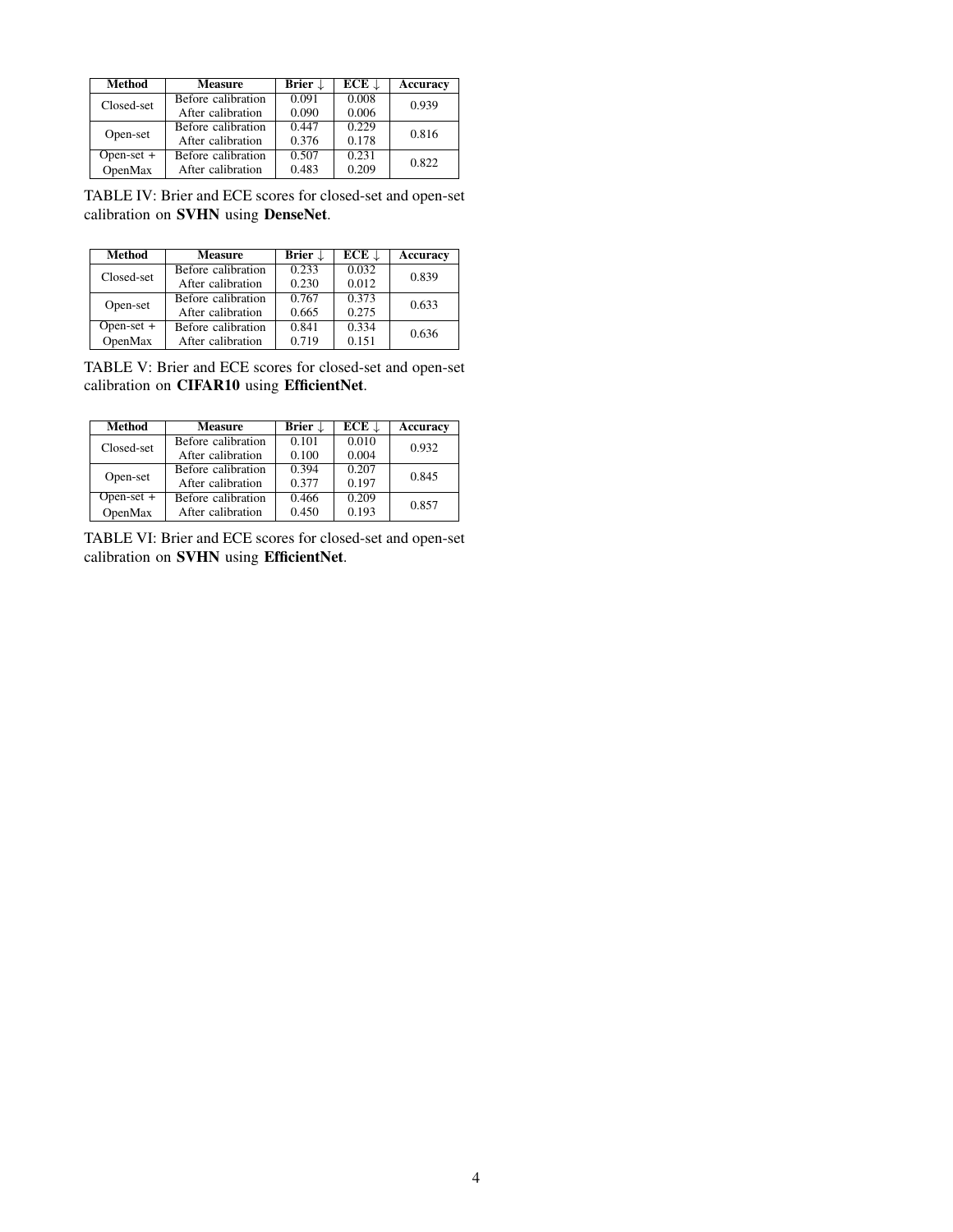| Method | Measure | Brier ↓ | ECE ↓ | Accuracy |
|---|---|---|---|---|
| Closed-set | Before calibration | 0.091 | 0.008 | 0.939 |
| | After calibration | 0.090 | 0.006 | |
| Open-set | Before calibration | 0.447 | 0.229 | 0.816 |
| | After calibration | 0.376 | 0.178 | |
| Open-set + OpenMax | Before calibration | 0.507 | 0.231 | 0.822 |
| | After calibration | 0.483 | 0.209 | |

TABLE IV: Brier and ECE scores for closed-set and open-set calibration on **SVHN** using **DenseNet**.

| Method | Measure | Brier ↓ | ECE ↓ | Accuracy |
|---|---|---|---|---|
| Closed-set | Before calibration | 0.233 | 0.032 | 0.839 |
| | After calibration | 0.230 | 0.012 | |
| Open-set | Before calibration | 0.767 | 0.373 | 0.633 |
| | After calibration | 0.665 | 0.275 | |
| Open-set + OpenMax | Before calibration | 0.841 | 0.334 | 0.636 |
| | After calibration | 0.719 | 0.151 | |

TABLE V: Brier and ECE scores for closed-set and open-set calibration on **CIFAR10** using **EfficientNet**.

| Method | Measure | Brier ↓ | ECE ↓ | Accuracy |
|---|---|---|---|---|
| Closed-set | Before calibration | 0.101 | 0.010 | 0.932 |
| | After calibration | 0.100 | 0.004 | |
| Open-set | Before calibration | 0.394 | 0.207 | 0.845 |
| | After calibration | 0.377 | 0.197 | |
| Open-set + OpenMax | Before calibration | 0.466 | 0.209 | 0.857 |
| | After calibration | 0.450 | 0.193 | |

TABLE VI: Brier and ECE scores for closed-set and open-set calibration on **SVHN** using **EfficientNet**.